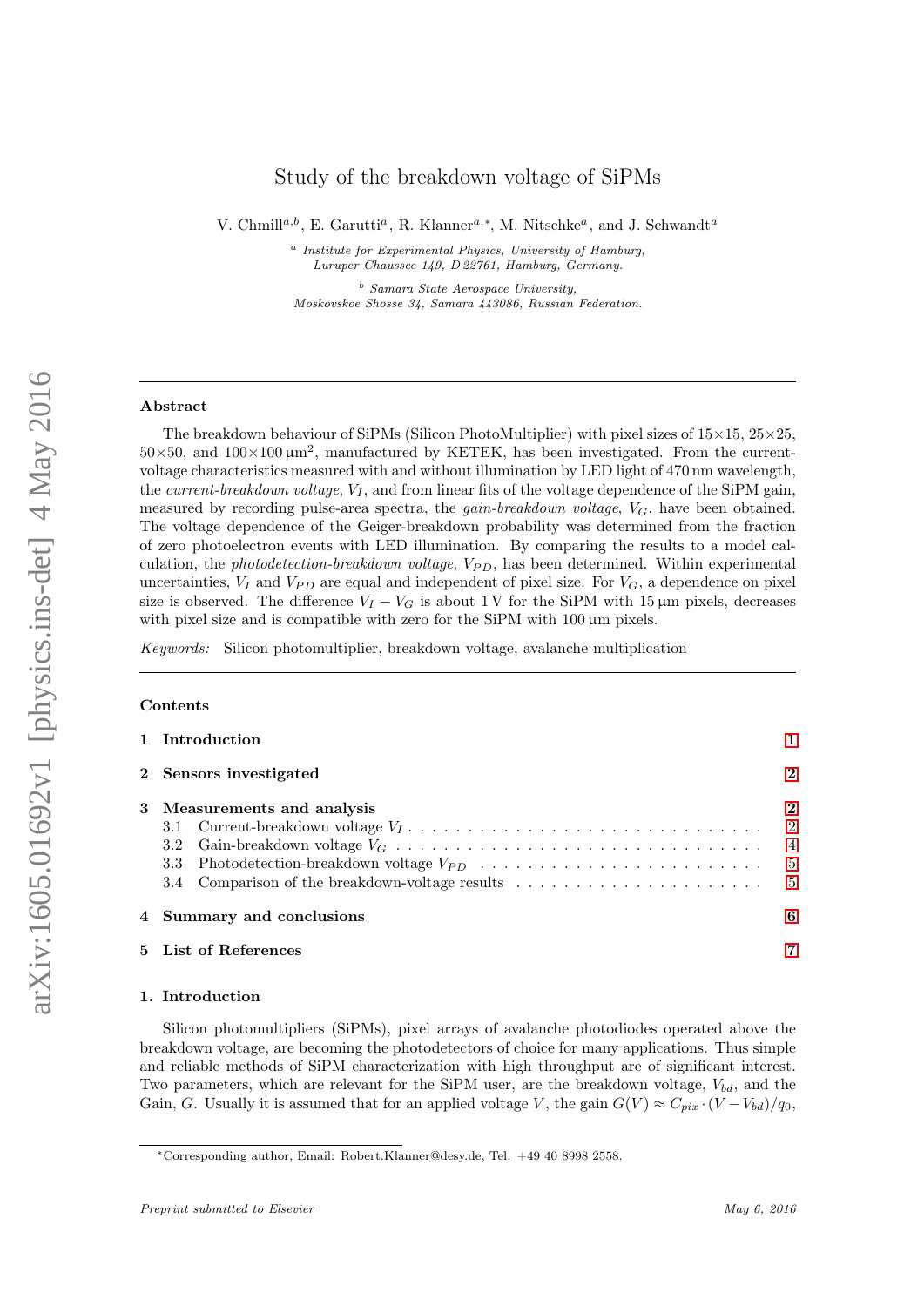# Study of the breakdown voltage of SiPMs

V. Chmill[a,b], E. Garutti[a], R. Klanner[a,*], M. Nitschke[a], and J. Schwandt[a]

[a] *Institute for Experimental Physics, University of Hamburg, Luruper Chaussee 149, D 22761, Hamburg, Germany.*

[b] *Samara State Aerospace University, Moskovskoe Shosse 34, Samara 443086, Russian Federation.*

---

**Abstract**

The breakdown behaviour of SiPMs (Silicon PhotoMultiplier) with pixel sizes of 15×15, 25×25, 50×50, and 100×100 µm$^2$, manufactured by KETEK, has been investigated. From the current-voltage characteristics measured with and without illumination by LED light of 470 nm wavelength, the *current-breakdown voltage*, $V_I$, and from linear fits of the voltage dependence of the SiPM gain, measured by recording pulse-area spectra, the *gain-breakdown voltage*, $V_G$, have been obtained. The voltage dependence of the Geiger-breakdown probability was determined from the fraction of zero photoelectron events with LED illumination. By comparing the results to a model calculation, the *photodetection-breakdown voltage*, $V_{PD}$, has been determined. Within experimental uncertainties, $V_I$ and $V_{PD}$ are equal and independent of pixel size. For $V_G$, a dependence on pixel size is observed. The difference $V_I - V_G$ is about 1 V for the SiPM with 15 µm pixels, decreases with pixel size and is compatible with zero for the SiPM with 100 µm pixels.

*Keywords:* Silicon photomultiplier, breakdown voltage, avalanche multiplication

---

**Contents**

1 Introduction ..... 1

2 Sensors investigated ..... 2

3 Measurements and analysis ..... 2
- 3.1 Current-breakdown voltage $V_I$ ..... 2
- 3.2 Gain-breakdown voltage $V_G$ ..... 4
- 3.3 Photodetection-breakdown voltage $V_{PD}$ ..... 5
- 3.4 Comparison of the breakdown-voltage results ..... 5

4 Summary and conclusions ..... 6

5 List of References ..... 7

## 1. Introduction

Silicon photomultipliers (SiPMs), pixel arrays of avalanche photodiodes operated above the breakdown voltage, are becoming the photodetectors of choice for many applications. Thus simple and reliable methods of SiPM characterization with high throughput are of significant interest. Two parameters, which are relevant for the SiPM user, are the breakdown voltage, $V_{bd}$, and the Gain, $G$. Usually it is assumed that for an applied voltage $V$, the gain $G(V) \approx C_{pix} \cdot (V - V_{bd})/q_0$,

---

*Corresponding author, Email: Robert.Klanner@desy.de, Tel. +49 40 8998 2558.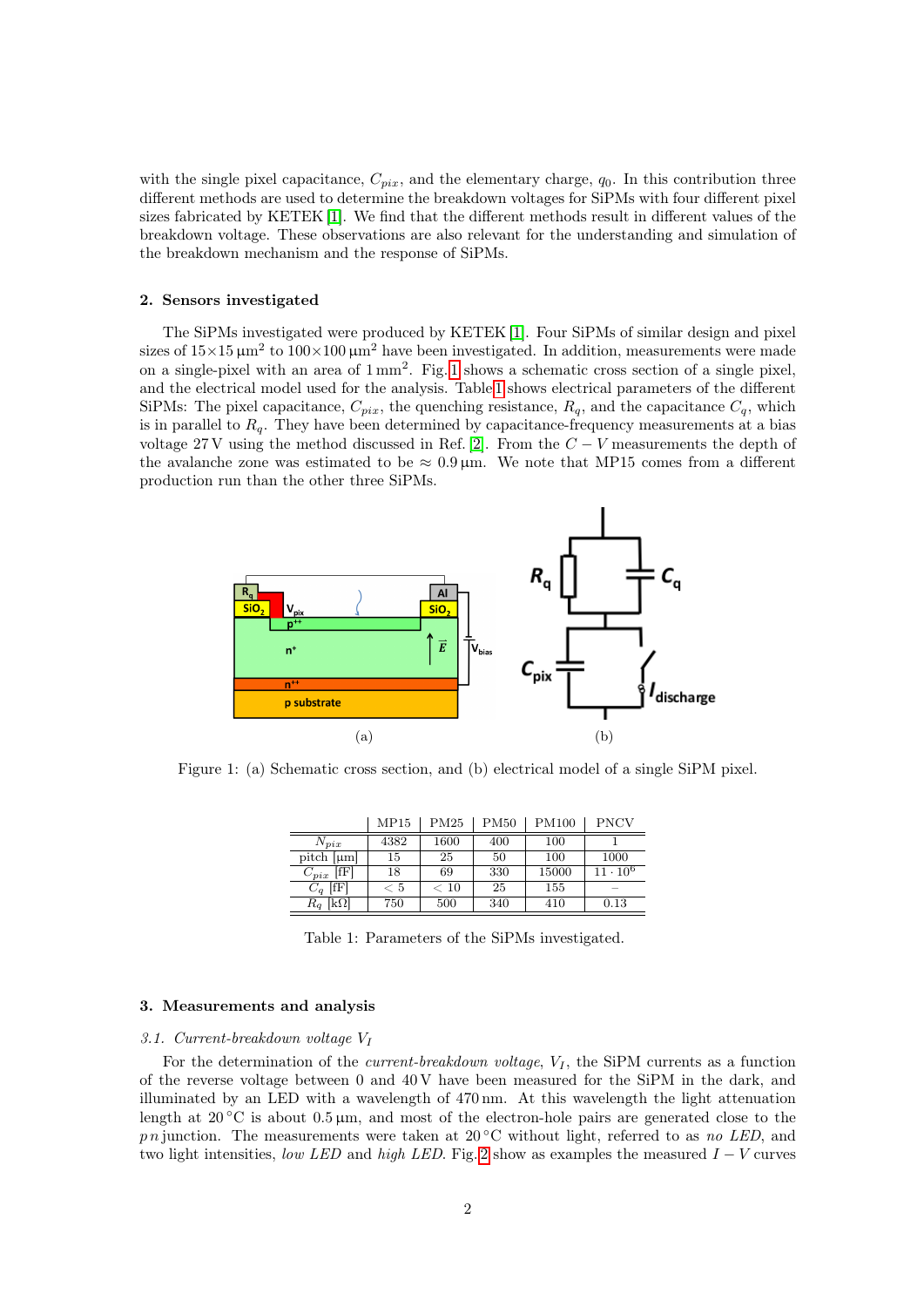with the single pixel capacitance, $C_{pix}$, and the elementary charge, $q_0$. In this contribution three different methods are used to determine the breakdown voltages for SiPMs with four different pixel sizes fabricated by KETEK [1]. We find that the different methods result in different values of the breakdown voltage. These observations are also relevant for the understanding and simulation of the breakdown mechanism and the response of SiPMs.

## 2. Sensors investigated

The SiPMs investigated were produced by KETEK [1]. Four SiPMs of similar design and pixel sizes of $15\times15\,\mu m^2$ to $100\times100\,\mu m^2$ have been investigated. In addition, measurements were made on a single-pixel with an area of $1\,mm^2$. Fig. 1 shows a schematic cross section of a single pixel, and the electrical model used for the analysis. Table 1 shows electrical parameters of the different SiPMs: The pixel capacitance, $C_{pix}$, the quenching resistance, $R_q$, and the capacitance $C_q$, which is in parallel to $R_q$. They have been determined by capacitance-frequency measurements at a bias voltage 27 V using the method discussed in Ref. [2]. From the $C-V$ measurements the depth of the avalanche zone was estimated to be $\approx 0.9\,\mu m$. We note that MP15 comes from a different production run than the other three SiPMs.

Figure 1: (a) Schematic cross section, and (b) electrical model of a single SiPM pixel.

| | MP15 | PM25 | PM50 | PM100 | PNCV |
|---|---|---|---|---|---|
| $N_{pix}$ | 4382 | 1600 | 400 | 100 | 1 |
| pitch [µm] | 15 | 25 | 50 | 100 | 1000 |
| $C_{pix}$ [fF] | 18 | 69 | 330 | 15000 | $11 \cdot 10^6$ |
| $C_q$ [fF] | $< 5$ | $< 10$ | 25 | 155 | – |
| $R_q$ [kΩ] | 750 | 500 | 340 | 410 | 0.13 |

Table 1: Parameters of the SiPMs investigated.

## 3. Measurements and analysis

### 3.1. Current-breakdown voltage $V_I$

For the determination of the *current-breakdown voltage*, $V_I$, the SiPM currents as a function of the reverse voltage between 0 and 40 V have been measured for the SiPM in the dark, and illuminated by an LED with a wavelength of 470 nm. At this wavelength the light attenuation length at 20 °C is about $0.5\,\mu m$, and most of the electron-hole pairs are generated close to the $pn$ junction. The measurements were taken at 20 °C without light, referred to as *no LED*, and two light intensities, *low LED* and *high LED*. Fig. 2 show as examples the measured $I-V$ curves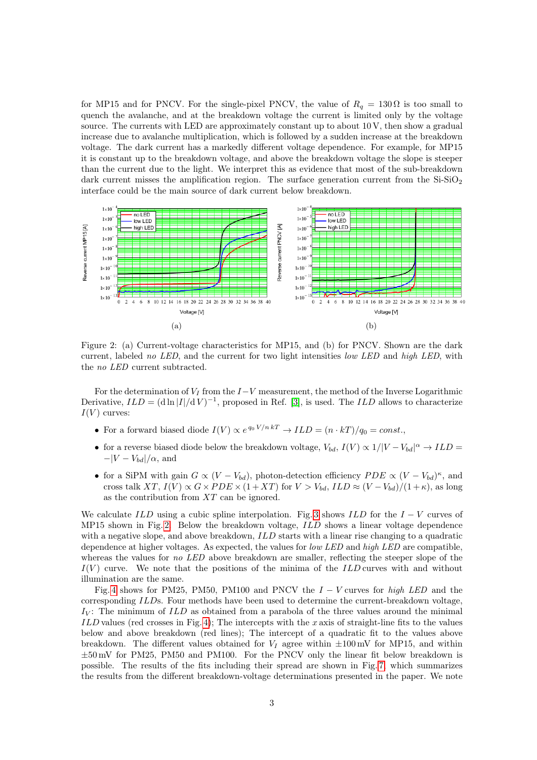for MP15 and for PNCV. For the single-pixel PNCV, the value of $R_q = 130\,\Omega$ is too small to quench the avalanche, and at the breakdown voltage the current is limited only by the voltage source. The currents with LED are approximately constant up to about 10 V, then show a gradual increase due to avalanche multiplication, which is followed by a sudden increase at the breakdown voltage. The dark current has a markedly different voltage dependence. For example, for MP15 it is constant up to the breakdown voltage, and above the breakdown voltage the slope is steeper than the current due to the light. We interpret this as evidence that most of the sub-breakdown dark current misses the amplification region. The surface generation current from the Si-$SiO_2$ interface could be the main source of dark current below breakdown.

(a)

(b)

Figure 2: (a) Current-voltage characteristics for MP15, and (b) for PNCV. Shown are the dark current, labeled *no LED*, and the current for two light intensities *low LED* and *high LED*, with the *no LED* current subtracted.

For the determination of $V_I$ from the $I-V$ measurement, the method of the Inverse Logarithmic Derivative, $ILD = (\mathrm{d}\ln|I|/\mathrm{d}V)^{-1}$, proposed in Ref. [3], is used. The $ILD$ allows to characterize $I(V)$ curves:

- For a forward biased diode $I(V) \propto e^{\,q_0\,V/n\,kT} \rightarrow ILD = (n \cdot kT)/q_0 = const.$,
- for a reverse biased diode below the breakdown voltage, $V_{bd}$, $I(V) \propto 1/|V - V_{bd}|^{\alpha} \rightarrow ILD = -|V - V_{bd}|/\alpha$, and
- for a SiPM with gain $G \propto (V - V_{bd})$, photon-detection efficiency $PDE \propto (V - V_{bd})^{\kappa}$, and cross talk $XT$, $I(V) \propto G \times PDE \times (1 + XT)$ for $V > V_{bd}$, $ILD \approx (V - V_{bd})/(1+\kappa)$, as long as the contribution from $XT$ can be ignored.

We calculate $ILD$ using a cubic spline interpolation. Fig. 3 shows $ILD$ for the $I-V$ curves of MP15 shown in Fig. 2. Below the breakdown voltage, $ILD$ shows a linear voltage dependence with a negative slope, and above breakdown, $ILD$ starts with a linear rise changing to a quadratic dependence at higher voltages. As expected, the values for *low LED* and *high LED* are compatible, whereas the values for *no LED* above breakdown are smaller, reflecting the steeper slope of the $I(V)$ curve. We note that the positions of the minima of the $ILD$ curves with and without illumination are the same.

Fig. 4 shows for PM25, PM50, PM100 and PNCV the $I-V$ curves for *high LED* and the corresponding $ILD$s. Four methods have been used to determine the current-breakdown voltage, $I_V$: The minimum of $ILD$ as obtained from a parabola of the three values around the minimal $ILD$ values (red crosses in Fig. 4); The intercepts with the $x$ axis of straight-line fits to the values below and above breakdown (red lines); The intercept of a quadratic fit to the values above breakdown. The different values obtained for $V_I$ agree within $\pm 100$ mV for MP15, and within $\pm 50$ mV for PM25, PM50 and PM100. For the PNCV only the linear fit below breakdown is possible. The results of the fits including their spread are shown in Fig. 7, which summarizes the results from the different breakdown-voltage determinations presented in the paper. We note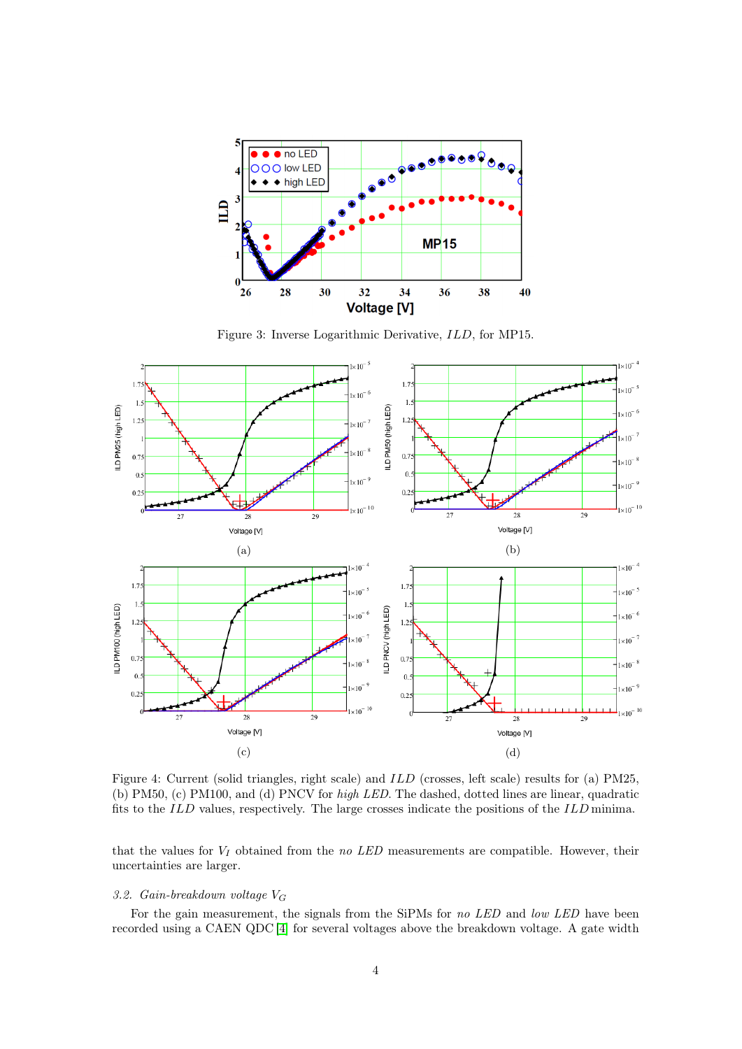Figure 3: Inverse Logarithmic Derivative, $ILD$, for MP15.

Figure 4: Current (solid triangles, right scale) and $ILD$ (crosses, left scale) results for (a) PM25, (b) PM50, (c) PM100, and (d) PNCV for *high LED*. The dashed, dotted lines are linear, quadratic fits to the $ILD$ values, respectively. The large crosses indicate the positions of the $ILD$ minima.

that the values for $V_I$ obtained from the *no LED* measurements are compatible. However, their uncertainties are larger.

### 3.2. Gain-breakdown voltage $V_G$

For the gain measurement, the signals from the SiPMs for *no LED* and *low LED* have been recorded using a CAEN QDC [4] for several voltages above the breakdown voltage. A gate width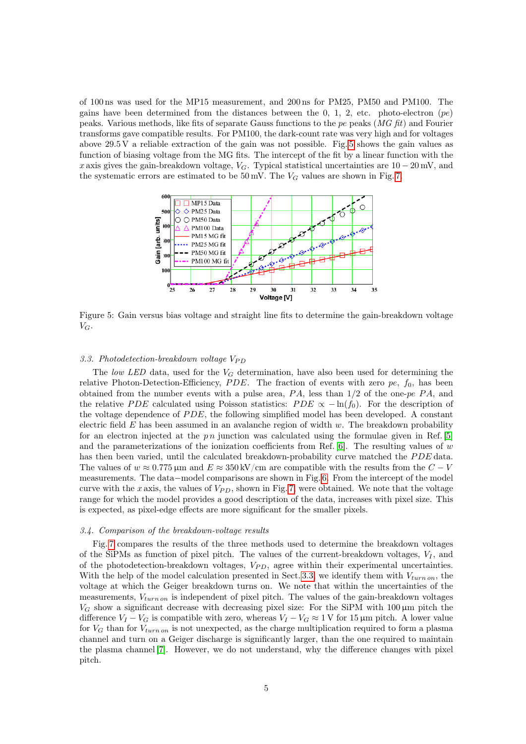of 100 ns was used for the MP15 measurement, and 200 ns for PM25, PM50 and PM100. The gains have been determined from the distances between the 0, 1, 2, etc. photo-electron (*pe*) peaks. Various methods, like fits of separate Gauss functions to the *pe* peaks (*MG fit*) and Fourier transforms gave compatible results. For PM100, the dark-count rate was very high and for voltages above 29.5 V a reliable extraction of the gain was not possible. Fig. 5 shows the gain values as function of biasing voltage from the MG fits. The intercept of the fit by a linear function with the $x$ axis gives the gain-breakdown voltage, $V_G$. Typical statistical uncertainties are $10-20$ mV, and the systematic errors are estimated to be 50 mV. The $V_G$ values are shown in Fig. 7.

Figure 5: Gain versus bias voltage and straight line fits to determine the gain-breakdown voltage $V_G$.

### 3.3. Photodetection-breakdown voltage $V_{PD}$

The *low LED* data, used for the $V_G$ determination, have also been used for determining the relative Photon-Detection-Efficiency, $PDE$. The fraction of events with zero *pe*, $f_0$, has been obtained from the number events with a pulse area, $PA$, less than 1/2 of the one-*pe* $PA$, and the relative $PDE$ calculated using Poisson statistics: $PDE \propto -\ln(f_0)$. For the description of the voltage dependence of $PDE$, the following simplified model has been developed. A constant electric field $E$ has been assumed in an avalanche region of width $w$. The breakdown probability for an electron injected at the $pn$ junction was calculated using the formulae given in Ref. [5] and the parameterizations of the ionization coefficients from Ref. [6]. The resulting values of $w$ has then been varied, until the calculated breakdown-probability curve matched the $PDE$ data. The values of $w \approx 0.775$ µm and $E \approx 350$ kV/cm are compatible with the results from the $C-V$ measurements. The data−model comparisons are shown in Fig. 6. From the intercept of the model curve with the $x$ axis, the values of $V_{PD}$, shown in Fig. 7, were obtained. We note that the voltage range for which the model provides a good description of the data, increases with pixel size. This is expected, as pixel-edge effects are more significant for the smaller pixels.

### 3.4. Comparison of the breakdown-voltage results

Fig. 7 compares the results of the three methods used to determine the breakdown voltages of the SiPMs as function of pixel pitch. The values of the current-breakdown voltages, $V_I$, and of the photodetection-breakdown voltages, $V_{PD}$, agree within their experimental uncertainties. With the help of the model calculation presented in Sect. 3.3, we identify them with $V_{turn\,on}$, the voltage at which the Geiger breakdown turns on. We note that within the uncertainties of the measurements, $V_{turn\,on}$ is independent of pixel pitch. The values of the gain-breakdown voltages $V_G$ show a significant decrease with decreasing pixel size: For the SiPM with 100 µm pitch the difference $V_I - V_G$ is compatible with zero, whereas $V_I - V_G \approx 1$ V for 15 µm pitch. A lower value for $V_G$ than for $V_{turn\,on}$ is not unexpected, as the charge multiplication required to form a plasma channel and turn on a Geiger discharge is significantly larger, than the one required to maintain the plasma channel [7]. However, we do not understand, why the difference changes with pixel pitch.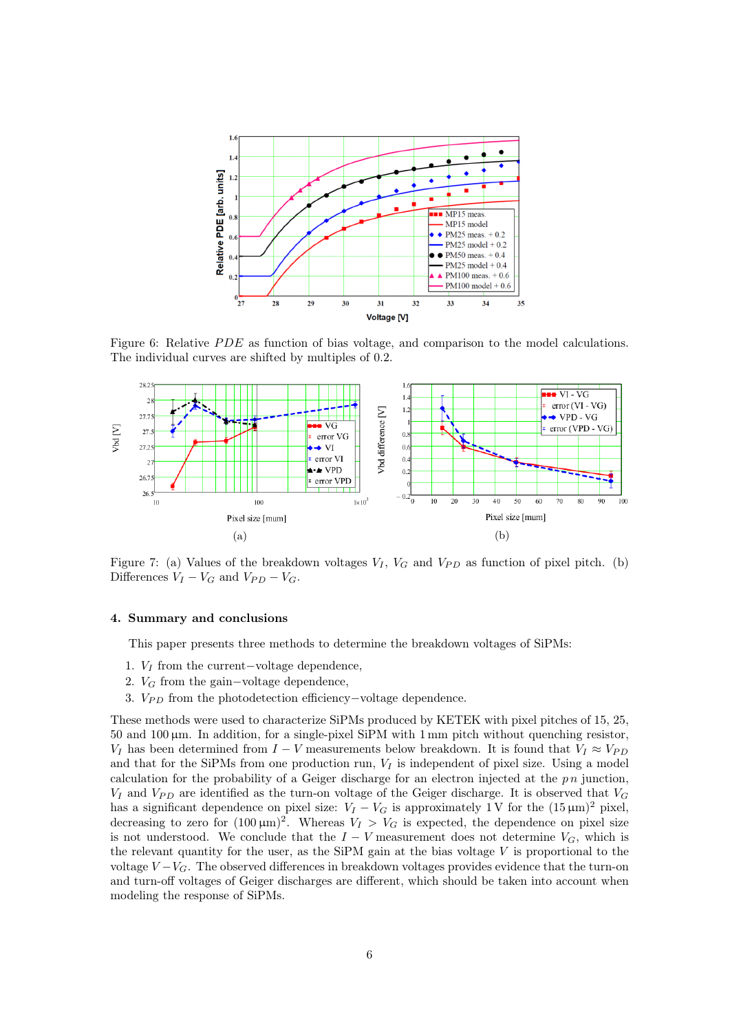Figure 6: Relative $PDE$ as function of bias voltage, and comparison to the model calculations. The individual curves are shifted by multiples of 0.2.

(a)

(b)

Figure 7: (a) Values of the breakdown voltages $V_I$, $V_G$ and $V_{PD}$ as function of pixel pitch. (b) Differences $V_I - V_G$ and $V_{PD} - V_G$.

## 4. Summary and conclusions

This paper presents three methods to determine the breakdown voltages of SiPMs:

1. $V_I$ from the current−voltage dependence,
2. $V_G$ from the gain−voltage dependence,
3. $V_{PD}$ from the photodetection efficiency−voltage dependence.

These methods were used to characterize SiPMs produced by KETEK with pixel pitches of 15, 25, 50 and 100 µm. In addition, for a single-pixel SiPM with 1 mm pitch without quenching resistor, $V_I$ has been determined from $I - V$ measurements below breakdown. It is found that $V_I \approx V_{PD}$ and that for the SiPMs from one production run, $V_I$ is independent of pixel size. Using a model calculation for the probability of a Geiger discharge for an electron injected at the $pn$ junction, $V_I$ and $V_{PD}$ are identified as the turn-on voltage of the Geiger discharge. It is observed that $V_G$ has a significant dependence on pixel size: $V_I - V_G$ is approximately 1 V for the $(15\,\mu\mathrm{m})^2$ pixel, decreasing to zero for $(100\,\mu\mathrm{m})^2$. Whereas $V_I > V_G$ is expected, the dependence on pixel size is not understood. We conclude that the $I - V$ measurement does not determine $V_G$, which is the relevant quantity for the user, as the SiPM gain at the bias voltage $V$ is proportional to the voltage $V - V_G$. The observed differences in breakdown voltages provides evidence that the turn-on and turn-off voltages of Geiger discharges are different, which should be taken into account when modeling the response of SiPMs.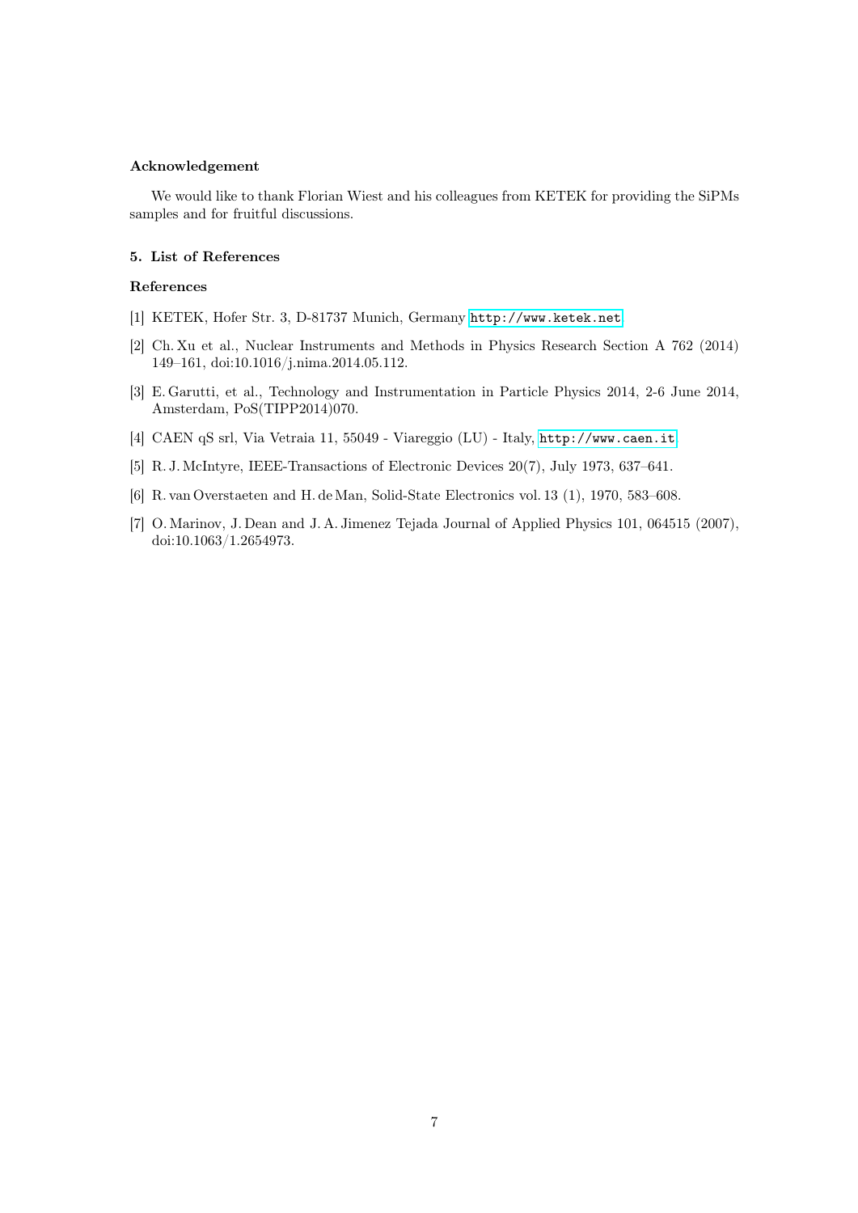**Acknowledgement**

We would like to thank Florian Wiest and his colleagues from KETEK for providing the SiPMs samples and for fruitful discussions.

## 5. List of References

## References

[1] KETEK, Hofer Str. 3, D-81737 Munich, Germany http://www.ketek.net

[2] Ch. Xu et al., Nuclear Instruments and Methods in Physics Research Section A 762 (2014) 149–161, doi:10.1016/j.nima.2014.05.112.

[3] E. Garutti, et al., Technology and Instrumentation in Particle Physics 2014, 2-6 June 2014, Amsterdam, PoS(TIPP2014)070.

[4] CAEN qS srl, Via Vetraia 11, 55049 - Viareggio (LU) - Italy, http://www.caen.it

[5] R. J. McIntyre, IEEE-Transactions of Electronic Devices 20(7), July 1973, 637–641.

[6] R. van Overstaeten and H. de Man, Solid-State Electronics vol. 13 (1), 1970, 583–608.

[7] O. Marinov, J. Dean and J. A. Jimenez Tejada Journal of Applied Physics 101, 064515 (2007), doi:10.1063/1.2654973.